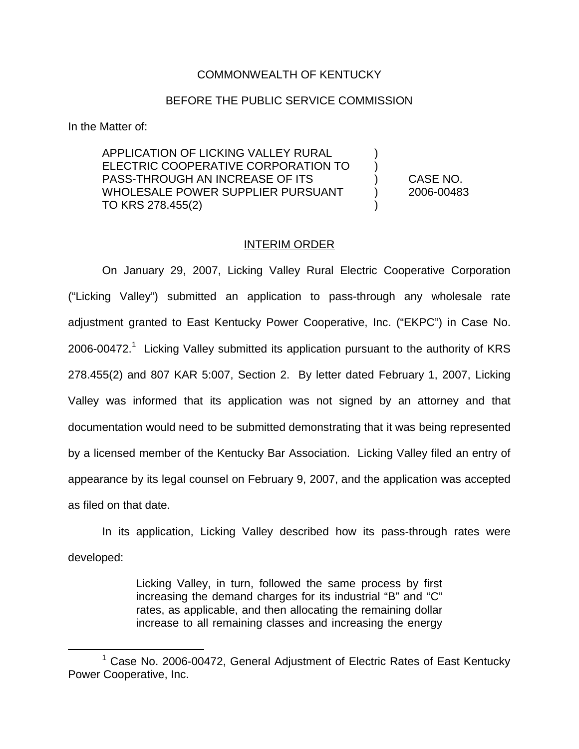COMMONWEALTH OF KENTUCKY

BEFORE THE PUBLIC SERVICE COMMISSION

In the Matter of:

| | | |
|---|---|---|
| APPLICATION OF LICKING VALLEY RURAL ELECTRIC COOPERATIVE CORPORATION TO PASS-THROUGH AN INCREASE OF ITS WHOLESALE POWER SUPPLIER PURSUANT TO KRS 278.455(2) | ) ) ) ) ) | CASE NO. 2006-00483 |

## INTERIM ORDER

On January 29, 2007, Licking Valley Rural Electric Cooperative Corporation ("Licking Valley") submitted an application to pass-through any wholesale rate adjustment granted to East Kentucky Power Cooperative, Inc. ("EKPC") in Case No. 2006-00472.[1] Licking Valley submitted its application pursuant to the authority of KRS 278.455(2) and 807 KAR 5:007, Section 2. By letter dated February 1, 2007, Licking Valley was informed that its application was not signed by an attorney and that documentation would need to be submitted demonstrating that it was being represented by a licensed member of the Kentucky Bar Association. Licking Valley filed an entry of appearance by its legal counsel on February 9, 2007, and the application was accepted as filed on that date.

In its application, Licking Valley described how its pass-through rates were developed:

> Licking Valley, in turn, followed the same process by first increasing the demand charges for its industrial "B" and "C" rates, as applicable, and then allocating the remaining dollar increase to all remaining classes and increasing the energy

[1] Case No. 2006-00472, General Adjustment of Electric Rates of East Kentucky Power Cooperative, Inc.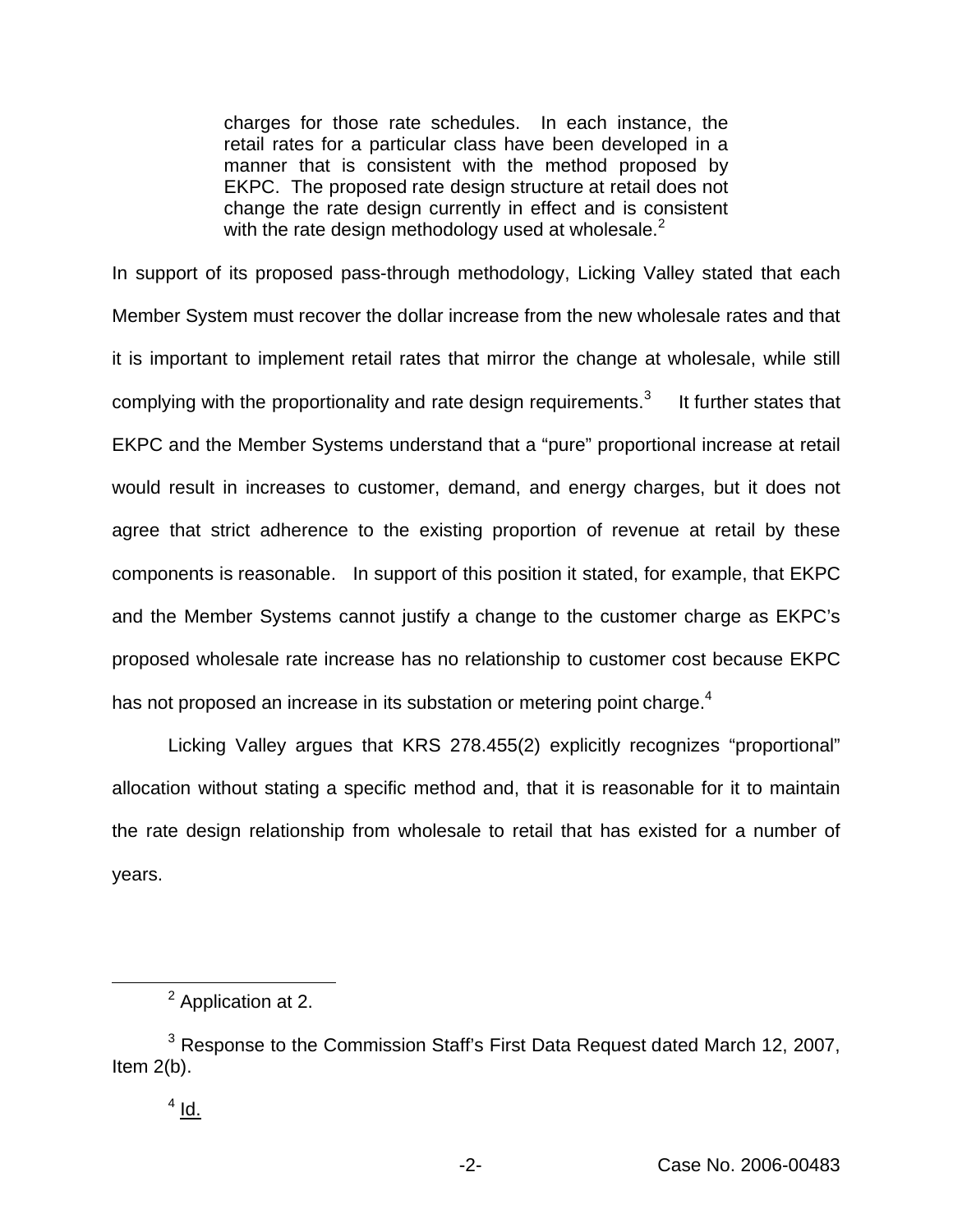> charges for those rate schedules. In each instance, the retail rates for a particular class have been developed in a manner that is consistent with the method proposed by EKPC. The proposed rate design structure at retail does not change the rate design currently in effect and is consistent with the rate design methodology used at wholesale.[2]

In support of its proposed pass-through methodology, Licking Valley stated that each Member System must recover the dollar increase from the new wholesale rates and that it is important to implement retail rates that mirror the change at wholesale, while still complying with the proportionality and rate design requirements.[3] It further states that EKPC and the Member Systems understand that a "pure" proportional increase at retail would result in increases to customer, demand, and energy charges, but it does not agree that strict adherence to the existing proportion of revenue at retail by these components is reasonable. In support of this position it stated, for example, that EKPC and the Member Systems cannot justify a change to the customer charge as EKPC's proposed wholesale rate increase has no relationship to customer cost because EKPC has not proposed an increase in its substation or metering point charge.[4]

Licking Valley argues that KRS 278.455(2) explicitly recognizes "proportional" allocation without stating a specific method and, that it is reasonable for it to maintain the rate design relationship from wholesale to retail that has existed for a number of years.

---

[2] Application at 2.

[3] Response to the Commission Staff's First Data Request dated March 12, 2007, Item 2(b).

[4] Id.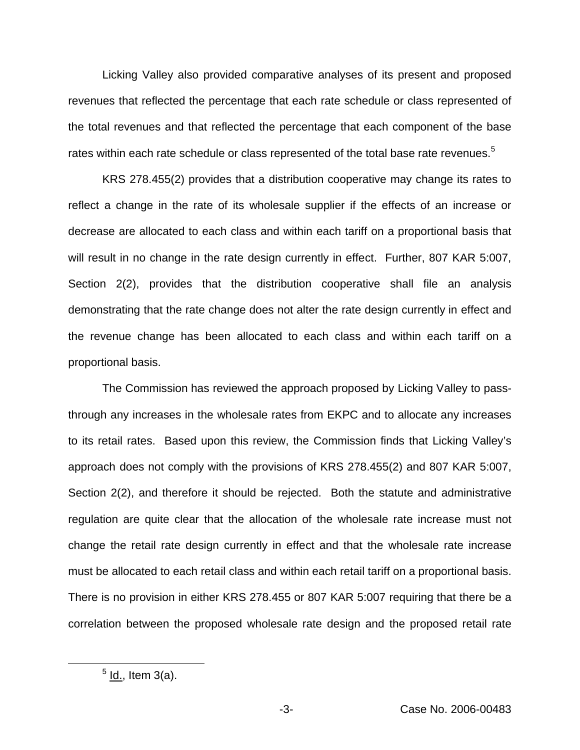Licking Valley also provided comparative analyses of its present and proposed revenues that reflected the percentage that each rate schedule or class represented of the total revenues and that reflected the percentage that each component of the base rates within each rate schedule or class represented of the total base rate revenues.[5]

KRS 278.455(2) provides that a distribution cooperative may change its rates to reflect a change in the rate of its wholesale supplier if the effects of an increase or decrease are allocated to each class and within each tariff on a proportional basis that will result in no change in the rate design currently in effect. Further, 807 KAR 5:007, Section 2(2), provides that the distribution cooperative shall file an analysis demonstrating that the rate change does not alter the rate design currently in effect and the revenue change has been allocated to each class and within each tariff on a proportional basis.

The Commission has reviewed the approach proposed by Licking Valley to pass-through any increases in the wholesale rates from EKPC and to allocate any increases to its retail rates. Based upon this review, the Commission finds that Licking Valley's approach does not comply with the provisions of KRS 278.455(2) and 807 KAR 5:007, Section 2(2), and therefore it should be rejected. Both the statute and administrative regulation are quite clear that the allocation of the wholesale rate increase must not change the retail rate design currently in effect and that the wholesale rate increase must be allocated to each retail class and within each retail tariff on a proportional basis. There is no provision in either KRS 278.455 or 807 KAR 5:007 requiring that there be a correlation between the proposed wholesale rate design and the proposed retail rate

[5] Id., Item 3(a).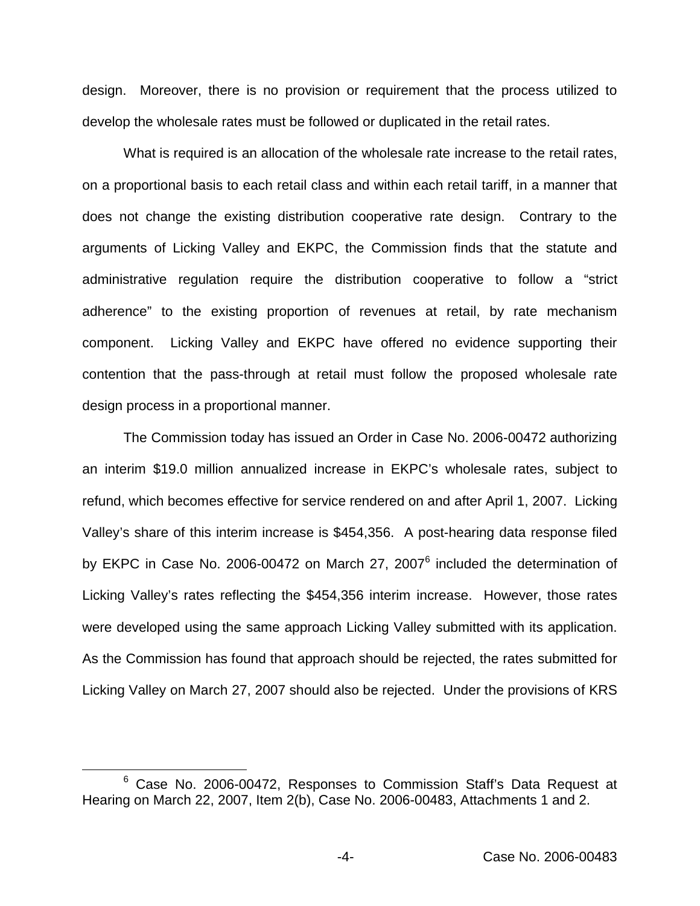design. Moreover, there is no provision or requirement that the process utilized to develop the wholesale rates must be followed or duplicated in the retail rates.

What is required is an allocation of the wholesale rate increase to the retail rates, on a proportional basis to each retail class and within each retail tariff, in a manner that does not change the existing distribution cooperative rate design. Contrary to the arguments of Licking Valley and EKPC, the Commission finds that the statute and administrative regulation require the distribution cooperative to follow a "strict adherence" to the existing proportion of revenues at retail, by rate mechanism component. Licking Valley and EKPC have offered no evidence supporting their contention that the pass-through at retail must follow the proposed wholesale rate design process in a proportional manner.

The Commission today has issued an Order in Case No. 2006-00472 authorizing an interim $19.0 million annualized increase in EKPC's wholesale rates, subject to refund, which becomes effective for service rendered on and after April 1, 2007. Licking Valley's share of this interim increase is $454,356. A post-hearing data response filed by EKPC in Case No. 2006-00472 on March 27, 2007[6] included the determination of Licking Valley's rates reflecting the $454,356 interim increase. However, those rates were developed using the same approach Licking Valley submitted with its application. As the Commission has found that approach should be rejected, the rates submitted for Licking Valley on March 27, 2007 should also be rejected. Under the provisions of KRS

[6] Case No. 2006-00472, Responses to Commission Staff's Data Request at Hearing on March 22, 2007, Item 2(b), Case No. 2006-00483, Attachments 1 and 2.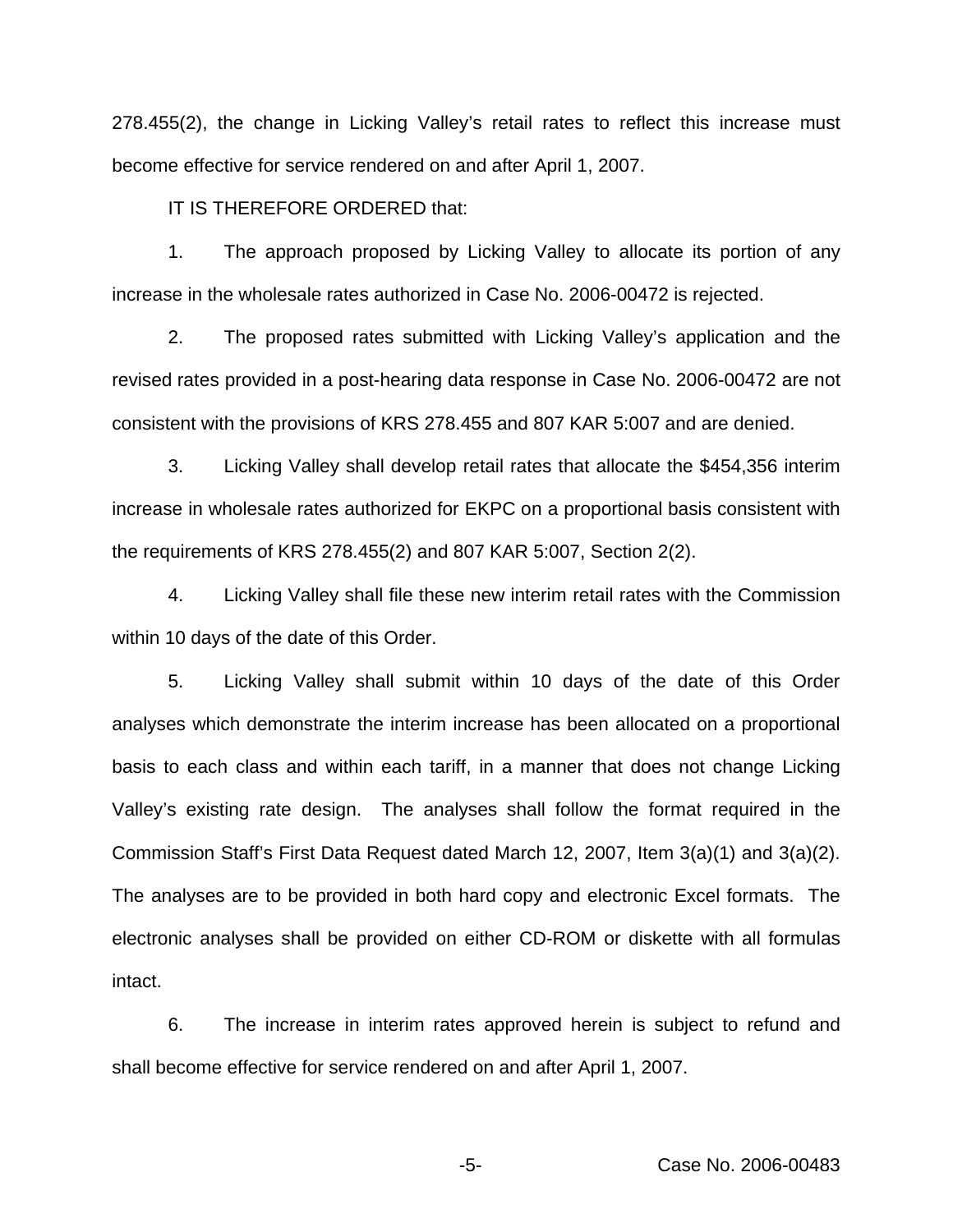278.455(2), the change in Licking Valley's retail rates to reflect this increase must become effective for service rendered on and after April 1, 2007.

IT IS THEREFORE ORDERED that:

1. The approach proposed by Licking Valley to allocate its portion of any increase in the wholesale rates authorized in Case No. 2006-00472 is rejected.

2. The proposed rates submitted with Licking Valley's application and the revised rates provided in a post-hearing data response in Case No. 2006-00472 are not consistent with the provisions of KRS 278.455 and 807 KAR 5:007 and are denied.

3. Licking Valley shall develop retail rates that allocate the $454,356 interim increase in wholesale rates authorized for EKPC on a proportional basis consistent with the requirements of KRS 278.455(2) and 807 KAR 5:007, Section 2(2).

4. Licking Valley shall file these new interim retail rates with the Commission within 10 days of the date of this Order.

5. Licking Valley shall submit within 10 days of the date of this Order analyses which demonstrate the interim increase has been allocated on a proportional basis to each class and within each tariff, in a manner that does not change Licking Valley's existing rate design. The analyses shall follow the format required in the Commission Staff's First Data Request dated March 12, 2007, Item 3(a)(1) and 3(a)(2). The analyses are to be provided in both hard copy and electronic Excel formats. The electronic analyses shall be provided on either CD-ROM or diskette with all formulas intact.

6. The increase in interim rates approved herein is subject to refund and shall become effective for service rendered on and after April 1, 2007.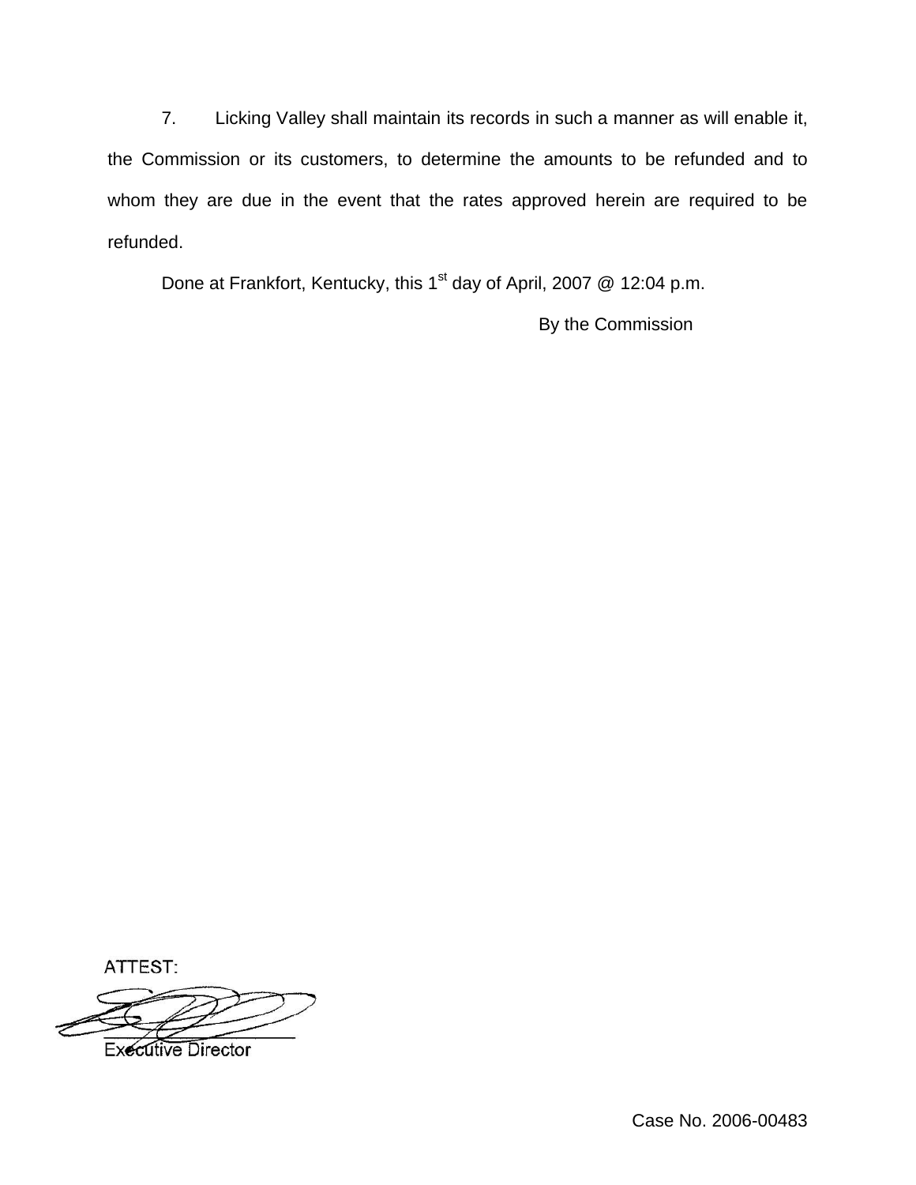7. Licking Valley shall maintain its records in such a manner as will enable it, the Commission or its customers, to determine the amounts to be refunded and to whom they are due in the event that the rates approved herein are required to be refunded.

Done at Frankfort, Kentucky, this 1st day of April, 2007 @ 12:04 p.m.

By the Commission

ATTEST:

Executive Director

Case No. 2006-00483